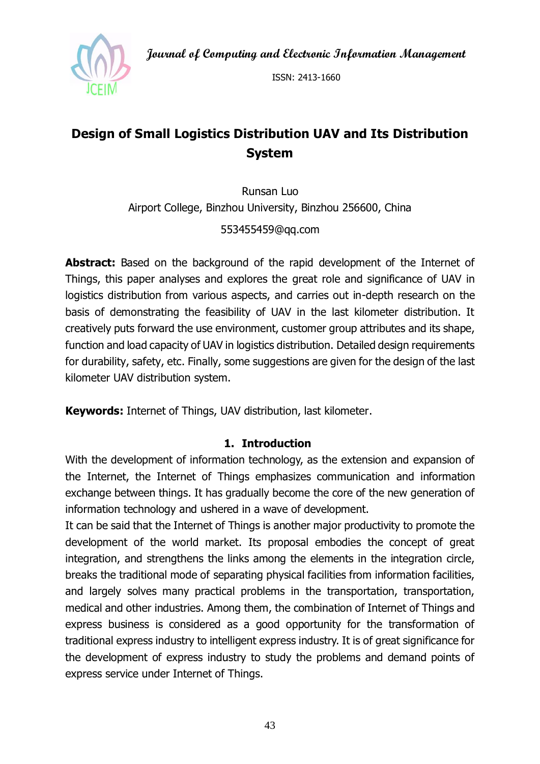# Design of Small Logistics Distribution UAV and Its Distribution System

Runsan Luo

Airport College, Binzhou University, Binzhou 256600, China

553455459@qq.com

**Abstract:** Based on the background of the rapid development of the Internet of Things, this paper analyses and explores the great role and significance of UAV in logistics distribution from various aspects, and carries out in-depth research on the basis of demonstrating the feasibility of UAV in the last kilometer distribution. It creatively puts forward the use environment, customer group attributes and its shape, function and load capacity of UAV in logistics distribution. Detailed design requirements for durability, safety, etc. Finally, some suggestions are given for the design of the last kilometer UAV distribution system.

**Keywords:** Internet of Things, UAV distribution, last kilometer.

## 1. Introduction

With the development of information technology, as the extension and expansion of the Internet, the Internet of Things emphasizes communication and information exchange between things. It has gradually become the core of the new generation of information technology and ushered in a wave of development.

It can be said that the Internet of Things is another major productivity to promote the development of the world market. Its proposal embodies the concept of great integration, and strengthens the links among the elements in the integration circle, breaks the traditional mode of separating physical facilities from information facilities, and largely solves many practical problems in the transportation, transportation, medical and other industries. Among them, the combination of Internet of Things and express business is considered as a good opportunity for the transformation of traditional express industry to intelligent express industry. It is of great significance for the development of express industry to study the problems and demand points of express service under Internet of Things.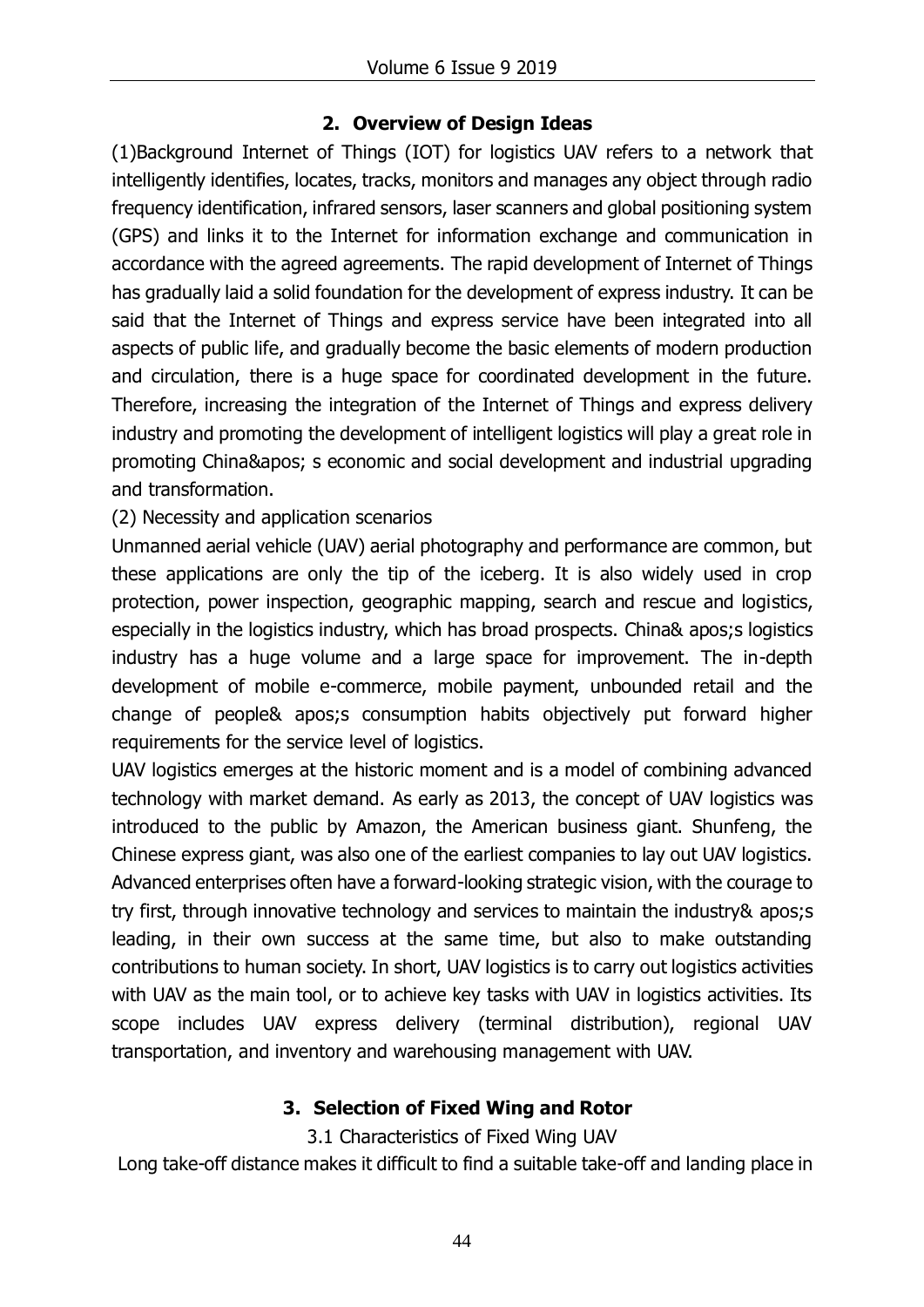## 2. Overview of Design Ideas

(1)Background Internet of Things (IOT) for logistics UAV refers to a network that intelligently identifies, locates, tracks, monitors and manages any object through radio frequency identification, infrared sensors, laser scanners and global positioning system (GPS) and links it to the Internet for information exchange and communication in accordance with the agreed agreements. The rapid development of Internet of Things has gradually laid a solid foundation for the development of express industry. It can be said that the Internet of Things and express service have been integrated into all aspects of public life, and gradually become the basic elements of modern production and circulation, there is a huge space for coordinated development in the future. Therefore, increasing the integration of the Internet of Things and express delivery industry and promoting the development of intelligent logistics will play a great role in promoting China&apos; s economic and social development and industrial upgrading and transformation.

(2) Necessity and application scenarios

Unmanned aerial vehicle (UAV) aerial photography and performance are common, but these applications are only the tip of the iceberg. It is also widely used in crop protection, power inspection, geographic mapping, search and rescue and logistics, especially in the logistics industry, which has broad prospects. China& apos;s logistics industry has a huge volume and a large space for improvement. The in-depth development of mobile e-commerce, mobile payment, unbounded retail and the change of people& apos;s consumption habits objectively put forward higher requirements for the service level of logistics.

UAV logistics emerges at the historic moment and is a model of combining advanced technology with market demand. As early as 2013, the concept of UAV logistics was introduced to the public by Amazon, the American business giant. Shunfeng, the Chinese express giant, was also one of the earliest companies to lay out UAV logistics. Advanced enterprises often have a forward-looking strategic vision, with the courage to try first, through innovative technology and services to maintain the industry& apos;s leading, in their own success at the same time, but also to make outstanding contributions to human society. In short, UAV logistics is to carry out logistics activities with UAV as the main tool, or to achieve key tasks with UAV in logistics activities. Its scope includes UAV express delivery (terminal distribution), regional UAV transportation, and inventory and warehousing management with UAV.

## 3. Selection of Fixed Wing and Rotor

### 3.1 Characteristics of Fixed Wing UAV

Long take-off distance makes it difficult to find a suitable take-off and landing place in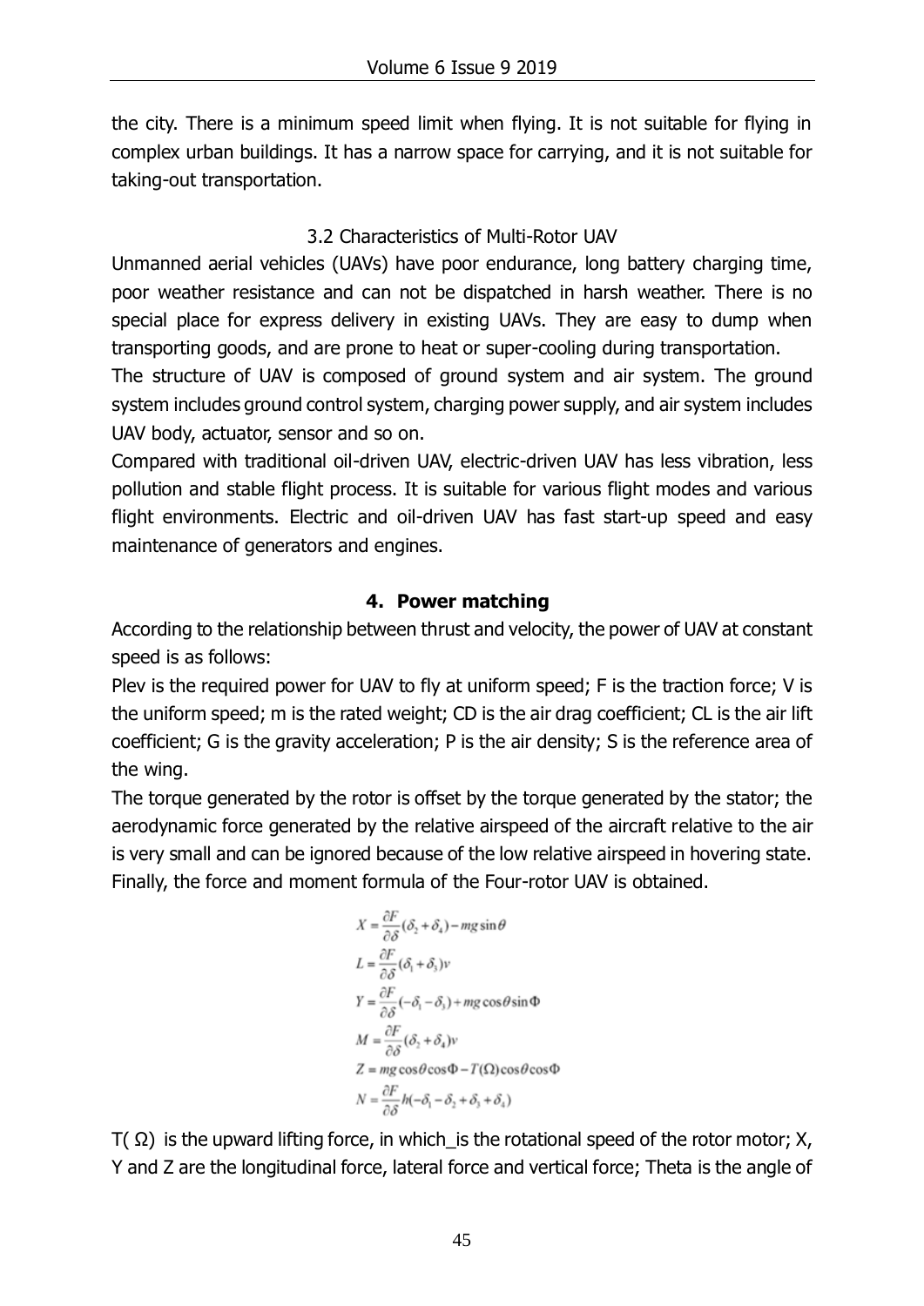the city. There is a minimum speed limit when flying. It is not suitable for flying in complex urban buildings. It has a narrow space for carrying, and it is not suitable for taking-out transportation.

### 3.2 Characteristics of Multi-Rotor UAV

Unmanned aerial vehicles (UAVs) have poor endurance, long battery charging time, poor weather resistance and can not be dispatched in harsh weather. There is no special place for express delivery in existing UAVs. They are easy to dump when transporting goods, and are prone to heat or super-cooling during transportation.

The structure of UAV is composed of ground system and air system. The ground system includes ground control system, charging power supply, and air system includes UAV body, actuator, sensor and so on.

Compared with traditional oil-driven UAV, electric-driven UAV has less vibration, less pollution and stable flight process. It is suitable for various flight modes and various flight environments. Electric and oil-driven UAV has fast start-up speed and easy maintenance of generators and engines.

## 4. Power matching

According to the relationship between thrust and velocity, the power of UAV at constant speed is as follows:

Plev is the required power for UAV to fly at uniform speed; F is the traction force; V is the uniform speed; m is the rated weight; CD is the air drag coefficient; CL is the air lift coefficient; G is the gravity acceleration; P is the air density; S is the reference area of the wing.

The torque generated by the rotor is offset by the torque generated by the stator; the aerodynamic force generated by the relative airspeed of the aircraft relative to the air is very small and can be ignored because of the low relative airspeed in hovering state. Finally, the force and moment formula of the Four-rotor UAV is obtained.

$$
\begin{aligned}
X &= \frac{\partial F}{\partial \delta}(\delta_2 + \delta_4) - mg\sin\theta \\
L &= \frac{\partial F}{\partial \delta}(\delta_1 + \delta_3)v \\
Y &= \frac{\partial F}{\partial \delta}(-\delta_1 - \delta_3) + mg\cos\theta\sin\Phi \\
M &= \frac{\partial F}{\partial \delta}(\delta_2 + \delta_4)v \\
Z &= mg\cos\theta\cos\Phi - T(\Omega)\cos\theta\cos\Phi \\
N &= \frac{\partial F}{\partial \delta}h(-\delta_1 - \delta_2 + \delta_3 + \delta_4)
\end{aligned}
$$

$T(\Omega)$ is the upward lifting force, in which_is the rotational speed of the rotor motor; X, Y and Z are the longitudinal force, lateral force and vertical force; Theta is the angle of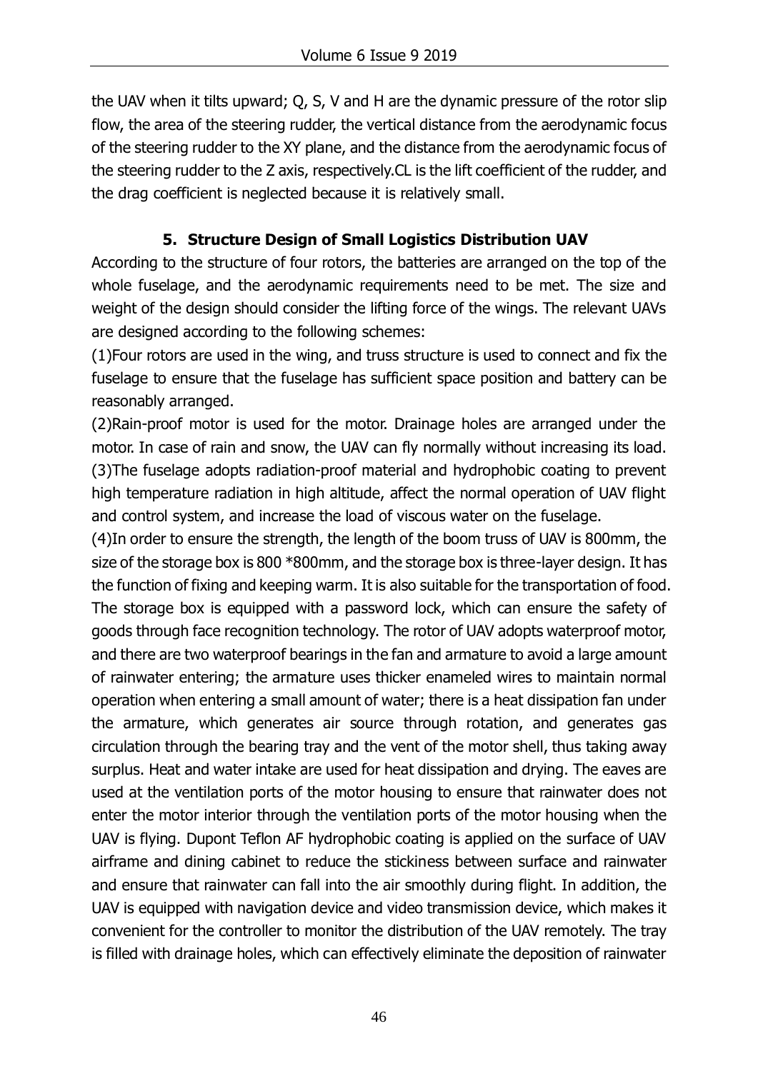the UAV when it tilts upward; Q, S, V and H are the dynamic pressure of the rotor slip flow, the area of the steering rudder, the vertical distance from the aerodynamic focus of the steering rudder to the XY plane, and the distance from the aerodynamic focus of the steering rudder to the Z axis, respectively.CL is the lift coefficient of the rudder, and the drag coefficient is neglected because it is relatively small.

## 5. Structure Design of Small Logistics Distribution UAV

According to the structure of four rotors, the batteries are arranged on the top of the whole fuselage, and the aerodynamic requirements need to be met. The size and weight of the design should consider the lifting force of the wings. The relevant UAVs are designed according to the following schemes:

(1)Four rotors are used in the wing, and truss structure is used to connect and fix the fuselage to ensure that the fuselage has sufficient space position and battery can be reasonably arranged.

(2)Rain-proof motor is used for the motor. Drainage holes are arranged under the motor. In case of rain and snow, the UAV can fly normally without increasing its load.

(3)The fuselage adopts radiation-proof material and hydrophobic coating to prevent high temperature radiation in high altitude, affect the normal operation of UAV flight and control system, and increase the load of viscous water on the fuselage.

(4)In order to ensure the strength, the length of the boom truss of UAV is 800mm, the size of the storage box is 800 *800mm, and the storage box is three-layer design. It has the function of fixing and keeping warm. It is also suitable for the transportation of food. The storage box is equipped with a password lock, which can ensure the safety of goods through face recognition technology. The rotor of UAV adopts waterproof motor, and there are two waterproof bearings in the fan and armature to avoid a large amount of rainwater entering; the armature uses thicker enameled wires to maintain normal operation when entering a small amount of water; there is a heat dissipation fan under the armature, which generates air source through rotation, and generates gas circulation through the bearing tray and the vent of the motor shell, thus taking away surplus. Heat and water intake are used for heat dissipation and drying. The eaves are used at the ventilation ports of the motor housing to ensure that rainwater does not enter the motor interior through the ventilation ports of the motor housing when the UAV is flying. Dupont Teflon AF hydrophobic coating is applied on the surface of UAV airframe and dining cabinet to reduce the stickiness between surface and rainwater and ensure that rainwater can fall into the air smoothly during flight. In addition, the UAV is equipped with navigation device and video transmission device, which makes it convenient for the controller to monitor the distribution of the UAV remotely. The tray is filled with drainage holes, which can effectively eliminate the deposition of rainwater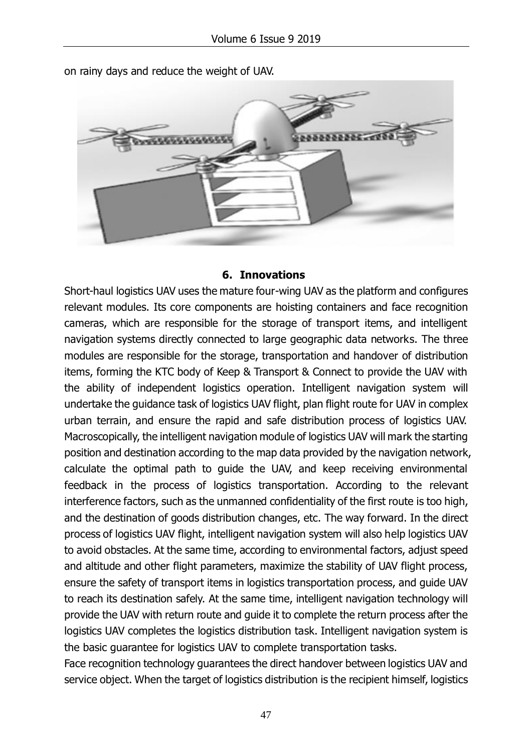on rainy days and reduce the weight of UAV.

## 6. Innovations

Short-haul logistics UAV uses the mature four-wing UAV as the platform and configures relevant modules. Its core components are hoisting containers and face recognition cameras, which are responsible for the storage of transport items, and intelligent navigation systems directly connected to large geographic data networks. The three modules are responsible for the storage, transportation and handover of distribution items, forming the KTC body of Keep & Transport & Connect to provide the UAV with the ability of independent logistics operation. Intelligent navigation system will undertake the guidance task of logistics UAV flight, plan flight route for UAV in complex urban terrain, and ensure the rapid and safe distribution process of logistics UAV. Macroscopically, the intelligent navigation module of logistics UAV will mark the starting position and destination according to the map data provided by the navigation network, calculate the optimal path to guide the UAV, and keep receiving environmental feedback in the process of logistics transportation. According to the relevant interference factors, such as the unmanned confidentiality of the first route is too high, and the destination of goods distribution changes, etc. The way forward. In the direct process of logistics UAV flight, intelligent navigation system will also help logistics UAV to avoid obstacles. At the same time, according to environmental factors, adjust speed and altitude and other flight parameters, maximize the stability of UAV flight process, ensure the safety of transport items in logistics transportation process, and guide UAV to reach its destination safely. At the same time, intelligent navigation technology will provide the UAV with return route and guide it to complete the return process after the logistics UAV completes the logistics distribution task. Intelligent navigation system is the basic guarantee for logistics UAV to complete transportation tasks.

Face recognition technology guarantees the direct handover between logistics UAV and service object. When the target of logistics distribution is the recipient himself, logistics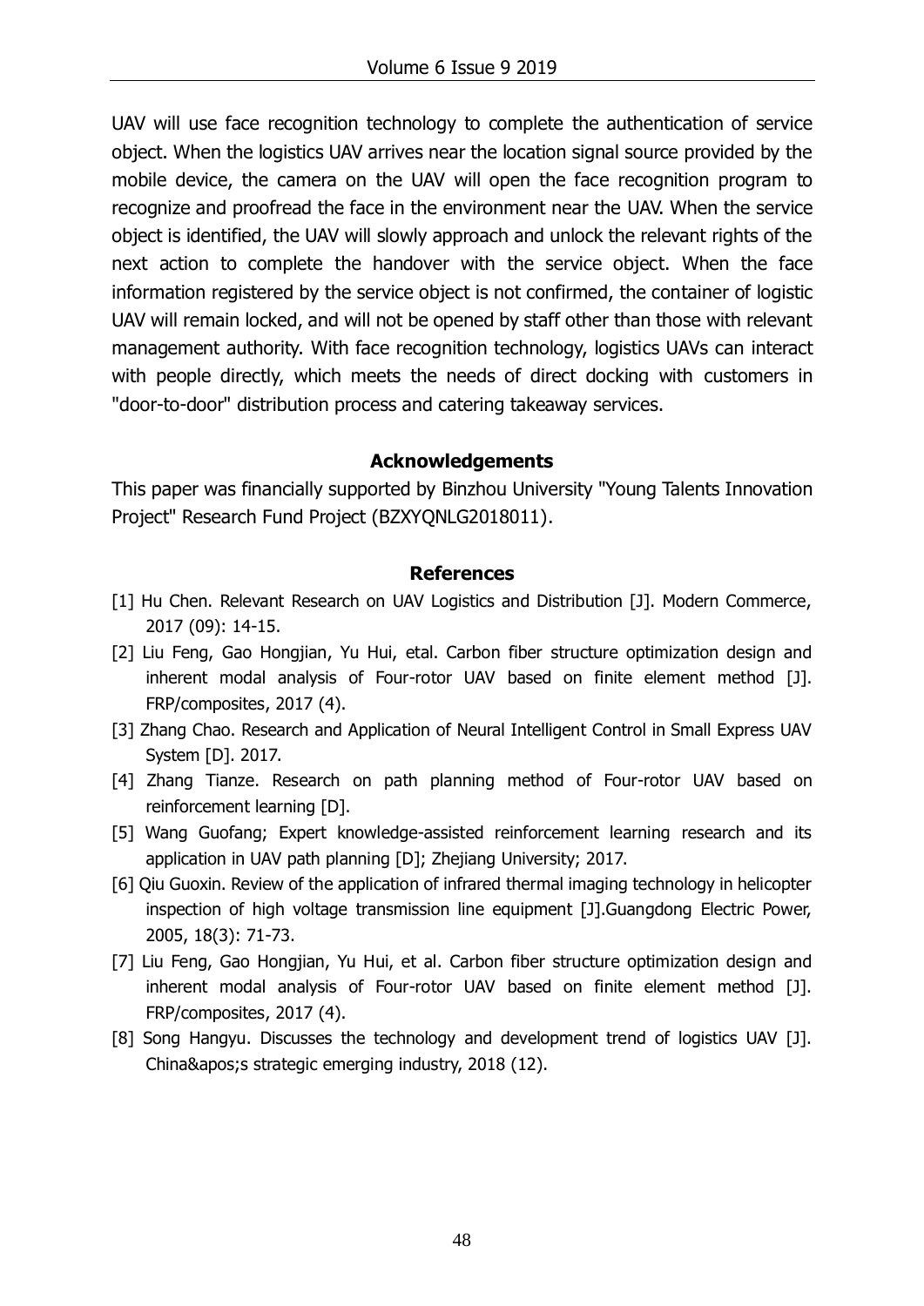UAV will use face recognition technology to complete the authentication of service object. When the logistics UAV arrives near the location signal source provided by the mobile device, the camera on the UAV will open the face recognition program to recognize and proofread the face in the environment near the UAV. When the service object is identified, the UAV will slowly approach and unlock the relevant rights of the next action to complete the handover with the service object. When the face information registered by the service object is not confirmed, the container of logistic UAV will remain locked, and will not be opened by staff other than those with relevant management authority. With face recognition technology, logistics UAVs can interact with people directly, which meets the needs of direct docking with customers in "door-to-door" distribution process and catering takeaway services.

## Acknowledgements

This paper was financially supported by Binzhou University "Young Talents Innovation Project" Research Fund Project (BZXYQNLG2018011).

## References

[1] Hu Chen. Relevant Research on UAV Logistics and Distribution [J]. Modern Commerce, 2017 (09): 14-15.

[2] Liu Feng, Gao Hongjian, Yu Hui, etal. Carbon fiber structure optimization design and inherent modal analysis of Four-rotor UAV based on finite element method [J]. FRP/composites, 2017 (4).

[3] Zhang Chao. Research and Application of Neural Intelligent Control in Small Express UAV System [D]. 2017.

[4] Zhang Tianze. Research on path planning method of Four-rotor UAV based on reinforcement learning [D].

[5] Wang Guofang; Expert knowledge-assisted reinforcement learning research and its application in UAV path planning [D]; Zhejiang University; 2017.

[6] Qiu Guoxin. Review of the application of infrared thermal imaging technology in helicopter inspection of high voltage transmission line equipment [J].Guangdong Electric Power, 2005, 18(3): 71-73.

[7] Liu Feng, Gao Hongjian, Yu Hui, et al. Carbon fiber structure optimization design and inherent modal analysis of Four-rotor UAV based on finite element method [J]. FRP/composites, 2017 (4).

[8] Song Hangyu. Discusses the technology and development trend of logistics UAV [J]. China&apos;s strategic emerging industry, 2018 (12).